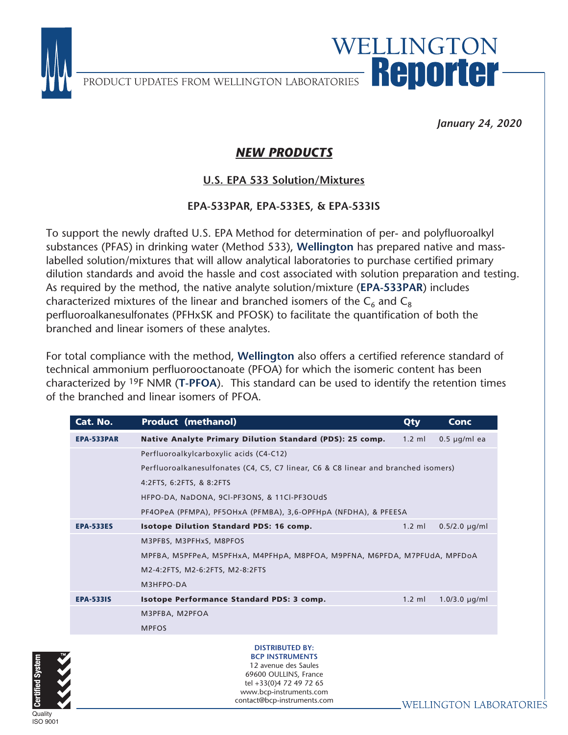# WELLINGTON Reporter

PRODUCT UPDATES FROM WELLINGTON LABORATORIES

*January 24, 2020*

## ***NEW PRODUCTS***

### U.S. EPA 533 Solution/Mixtures

**EPA-533PAR, EPA-533ES, & EPA-533IS**

To support the newly drafted U.S. EPA Method for determination of per- and polyfluoroalkyl substances (PFAS) in drinking water (Method 533), **Wellington** has prepared native and mass-labelled solution/mixtures that will allow analytical laboratories to purchase certified primary dilution standards and avoid the hassle and cost associated with solution preparation and testing. As required by the method, the native analyte solution/mixture (**EPA-533PAR**) includes characterized mixtures of the linear and branched isomers of the $C_6$ and $C_8$ perfluoroalkanesulfonates (PFHxSK and PFOSK) to facilitate the quantification of both the branched and linear isomers of these analytes.

For total compliance with the method, **Wellington** also offers a certified reference standard of technical ammonium perfluorooctanoate (PFOA) for which the isomeric content has been characterized by $^{19}$F NMR (**T-PFOA**). This standard can be used to identify the retention times of the branched and linear isomers of PFOA.

| Cat. No. | Product (methanol) | Qty | Conc |
|---|---|---|---|
| **EPA-533PAR** | **Native Analyte Primary Dilution Standard (PDS): 25 comp.** | 1.2 ml | 0.5 µg/ml ea |
| | Perfluoroalkylcarboxylic acids (C4-C12) | | |
| | Perfluoroalkanesulfonates (C4, C5, C7 linear, C6 & C8 linear and branched isomers) | | |
| | 4:2FTS, 6:2FTS, & 8:2FTS | | |
| | HFPO-DA, NaDONA, 9Cl-PF3ONS, & 11Cl-PF3OUdS | | |
| | PF4OPeA (PFMPA), PF5OHxA (PFMBA), 3,6-OPFHpA (NFDHA), & PFEESA | | |
| **EPA-533ES** | **Isotope Dilution Standard PDS: 16 comp.** | 1.2 ml | 0.5/2.0 µg/ml |
| | M3PFBS, M3PFHxS, M8PFOS | | |
| | MPFBA, M5PFPeA, M5PFHxA, M4PFHpA, M8PFOA, M9PFNA, M6PFDA, M7PFUdA, MPFDoA | | |
| | M2-4:2FTS, M2-6:2FTS, M2-8:2FTS | | |
| | M3HFPO-DA | | |
| **EPA-533IS** | **Isotope Performance Standard PDS: 3 comp.** | 1.2 ml | 1.0/3.0 µg/ml |
| | M3PFBA, M2PFOA | | |
| | MPFOS | | |

**DISTRIBUTED BY:**
**BCP INSTRUMENTS**
12 avenue des Saules
69600 OULLINS, France
tel +33(0)4 72 49 72 65
www.bcp-instruments.com
contact@bcp-instruments.com

Certified System™ Quality ISO 9001

WELLINGTON LABORATORIES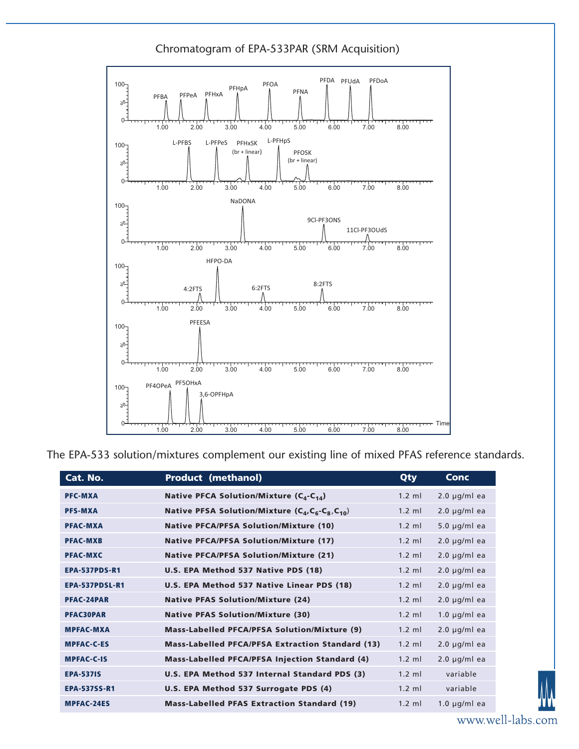## Chromatogram of EPA-533PAR (SRM Acquisition)

PFBA PFPeA PFHxA PFHpA PFOA PFNA PFDA PFUdA PFDoA

L-PFBS L-PFPeS PFHxSK (br + linear) L-PFHpS PFOSK (br + linear)

NaDONA 9Cl-PF3ONS 11Cl-PF3OUdS

HFPO-DA 4:2FTS 6:2FTS 8:2FTS

PFEESA

PF4OPeA PF5OHxA 3,6-OPFHpA

100 % 0

1.00 2.00 3.00 4.00 5.00 6.00 7.00 8.00 Time

The EPA-533 solution/mixtures complement our existing line of mixed PFAS reference standards.

| Cat. No. | Product (methanol) | Qty | Conc |
|---|---|---|---|
| **PFC-MXA** | **Native PFCA Solution/Mixture ($C_4$-$C_{14}$)** | 1.2 ml | 2.0 µg/ml ea |
| **PFS-MXA** | **Native PFSA Solution/Mixture ($C_4$,$C_6$-$C_8$,$C_{10}$)** | 1.2 ml | 2.0 µg/ml ea |
| **PFAC-MXA** | **Native PFCA/PFSA Solution/Mixture (10)** | 1.2 ml | 5.0 µg/ml ea |
| **PFAC-MXB** | **Native PFCA/PFSA Solution/Mixture (17)** | 1.2 ml | 2.0 µg/ml ea |
| **PFAC-MXC** | **Native PFCA/PFSA Solution/Mixture (21)** | 1.2 ml | 2.0 µg/ml ea |
| **EPA-537PDS-R1** | **U.S. EPA Method 537 Native PDS (18)** | 1.2 ml | 2.0 µg/ml ea |
| **EPA-537PDSL-R1** | **U.S. EPA Method 537 Native Linear PDS (18)** | 1.2 ml | 2.0 µg/ml ea |
| **PFAC-24PAR** | **Native PFAS Solution/Mixture (24)** | 1.2 ml | 2.0 µg/ml ea |
| **PFAC30PAR** | **Native PFAS Solution/Mixture (30)** | 1.2 ml | 1.0 µg/ml ea |
| **MPFAC-MXA** | **Mass-Labelled PFCA/PFSA Solution/Mixture (9)** | 1.2 ml | 2.0 µg/ml ea |
| **MPFAC-C-ES** | **Mass-Labelled PFCA/PFSA Extraction Standard (13)** | 1.2 ml | 2.0 µg/ml ea |
| **MPFAC-C-IS** | **Mass-Labelled PFCA/PFSA Injection Standard (4)** | 1.2 ml | 2.0 µg/ml ea |
| **EPA-537IS** | **U.S. EPA Method 537 Internal Standard PDS (3)** | 1.2 ml | variable |
| **EPA-537SS-R1** | **U.S. EPA Method 537 Surrogate PDS (4)** | 1.2 ml | variable |
| **MPFAC-24ES** | **Mass-Labelled PFAS Extraction Standard (19)** | 1.2 ml | 1.0 µg/ml ea |

www.well-labs.com